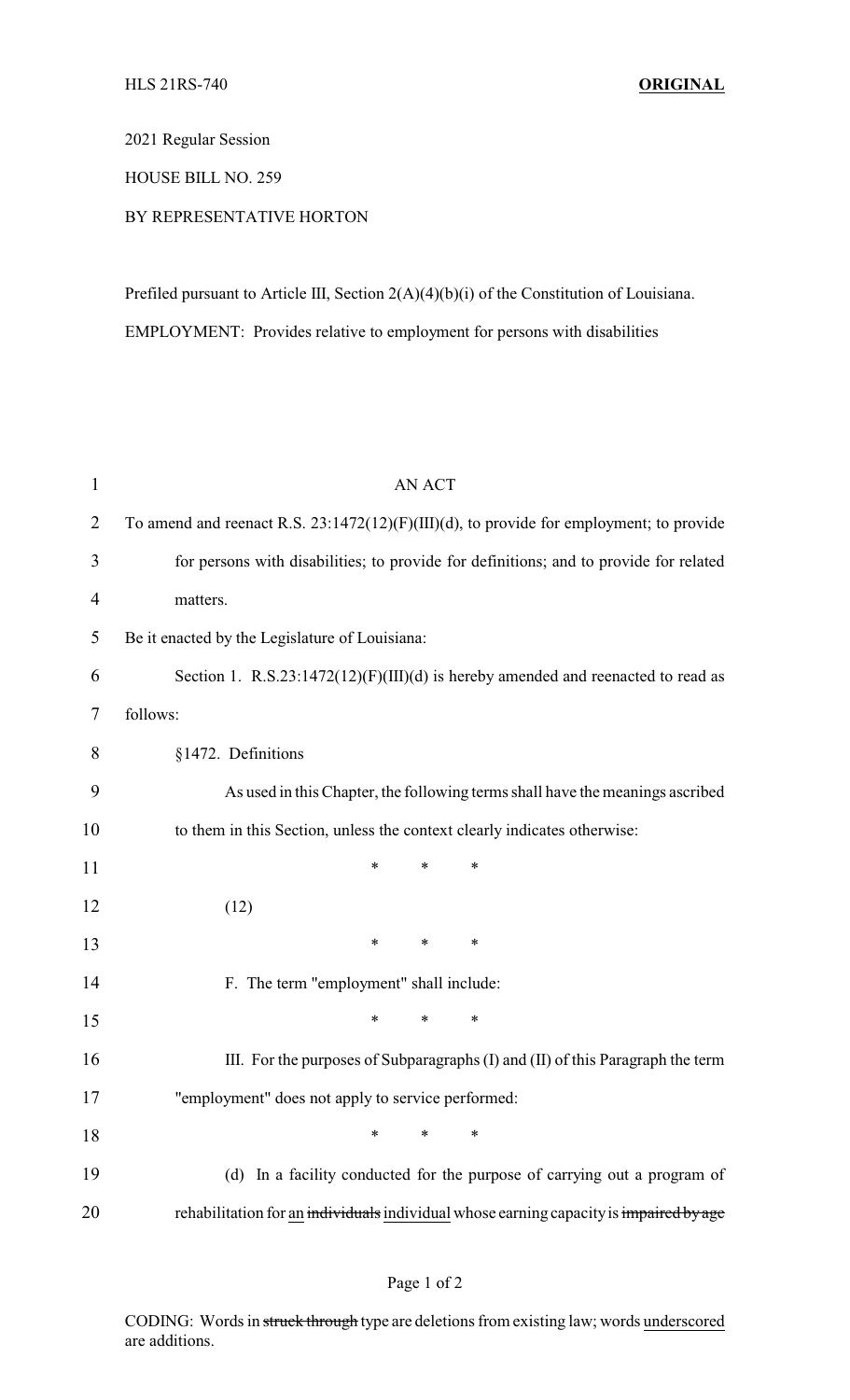HLS 21RS-740 **ORIGINAL**

2021 Regular Session

HOUSE BILL NO. 259

BY REPRESENTATIVE HORTON

Prefiled pursuant to Article III, Section 2(A)(4)(b)(i) of the Constitution of Louisiana.

EMPLOYMENT: Provides relative to employment for persons with disabilities

AN ACT

To amend and reenact R.S. 23:1472(12)(F)(III)(d), to provide for employment; to provide for persons with disabilities; to provide for definitions; and to provide for related matters.

Be it enacted by the Legislature of Louisiana:

Section 1. R.S.23:1472(12)(F)(III)(d) is hereby amended and reenacted to read as follows:

§1472. Definitions

As used in this Chapter, the following terms shall have the meanings ascribed to them in this Section, unless the context clearly indicates otherwise:

\* \* \*

(12)

\* \* \*

F. The term "employment" shall include:

\* \* \*

III. For the purposes of Subparagraphs (I) and (II) of this Paragraph the term "employment" does not apply to service performed:

\* \* \*

(d) In a facility conducted for the purpose of carrying out a program of rehabilitation for <u>an</u> ~~individuals~~ <u>individual</u> whose earning capacity is ~~impaired by age~~

CODING: Words in ~~struck through~~ type are deletions from existing law; words <u>underscored</u> are additions.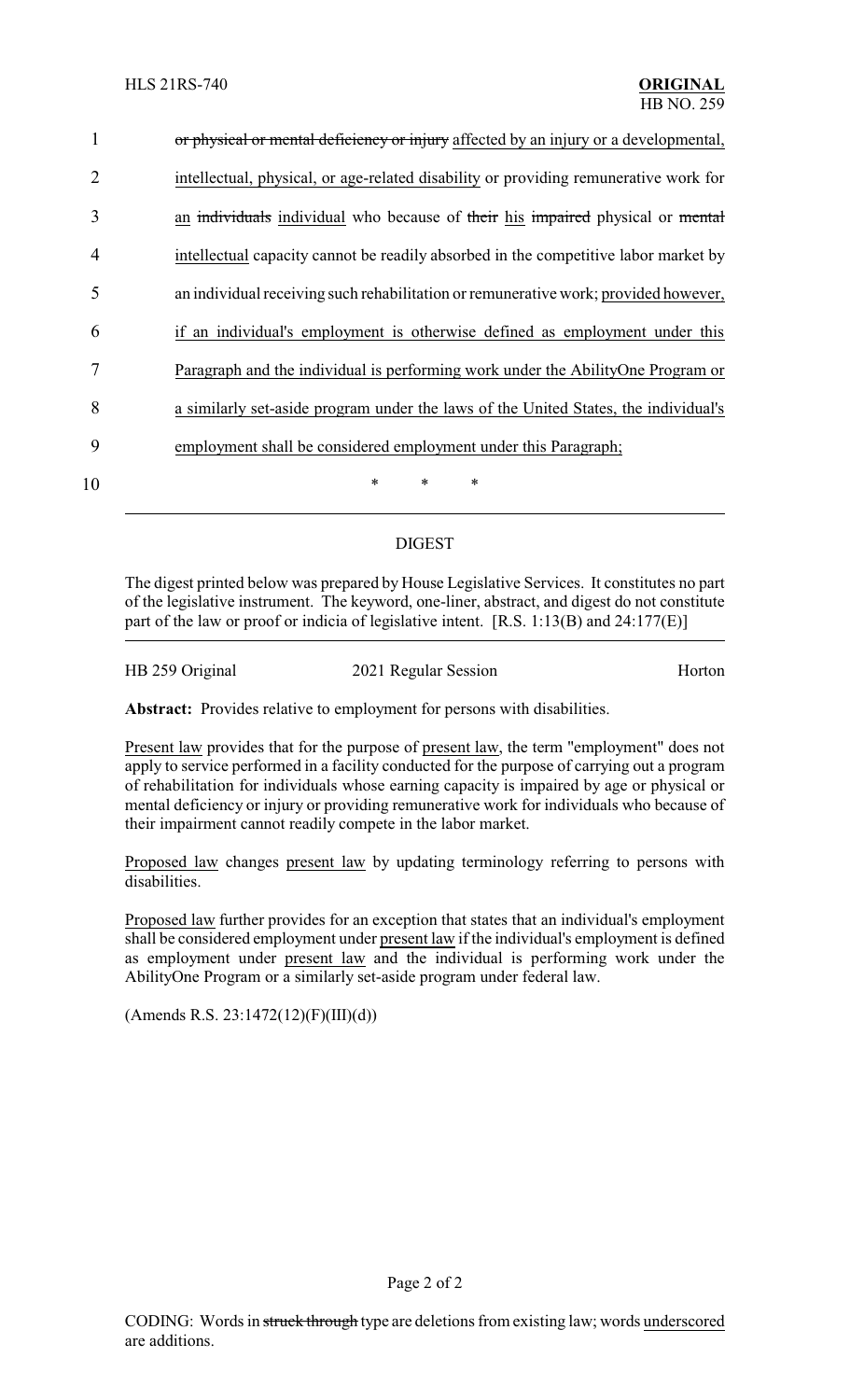1 ~~or physical or mental deficiency or injury~~ affected by an injury or a developmental,

2 intellectual, physical, or age-related disability or providing remunerative work for

3 an ~~individuals~~ individual who because of ~~their~~ his ~~impaired~~ physical or ~~mental~~

4 intellectual capacity cannot be readily absorbed in the competitive labor market by

5 an individual receiving such rehabilitation or remunerative work; provided however,

6 if an individual's employment is otherwise defined as employment under this

7 Paragraph and the individual is performing work under the AbilityOne Program or

8 a similarly set-aside program under the laws of the United States, the individual's

9 employment shall be considered employment under this Paragraph;

10 \* \* \*

---

DIGEST

The digest printed below was prepared by House Legislative Services. It constitutes no part of the legislative instrument. The keyword, one-liner, abstract, and digest do not constitute part of the law or proof or indicia of legislative intent. [R.S. 1:13(B) and 24:177(E)]

HB 259 Original 2021 Regular Session Horton

**Abstract:** Provides relative to employment for persons with disabilities.

Present law provides that for the purpose of present law, the term "employment" does not apply to service performed in a facility conducted for the purpose of carrying out a program of rehabilitation for individuals whose earning capacity is impaired by age or physical or mental deficiency or injury or providing remunerative work for individuals who because of their impairment cannot readily compete in the labor market.

Proposed law changes present law by updating terminology referring to persons with disabilities.

Proposed law further provides for an exception that states that an individual's employment shall be considered employment under present law if the individual's employment is defined as employment under present law and the individual is performing work under the AbilityOne Program or a similarly set-aside program under federal law.

(Amends R.S. 23:1472(12)(F)(III)(d))

CODING: Words in ~~struck through~~ type are deletions from existing law; words underscored are additions.